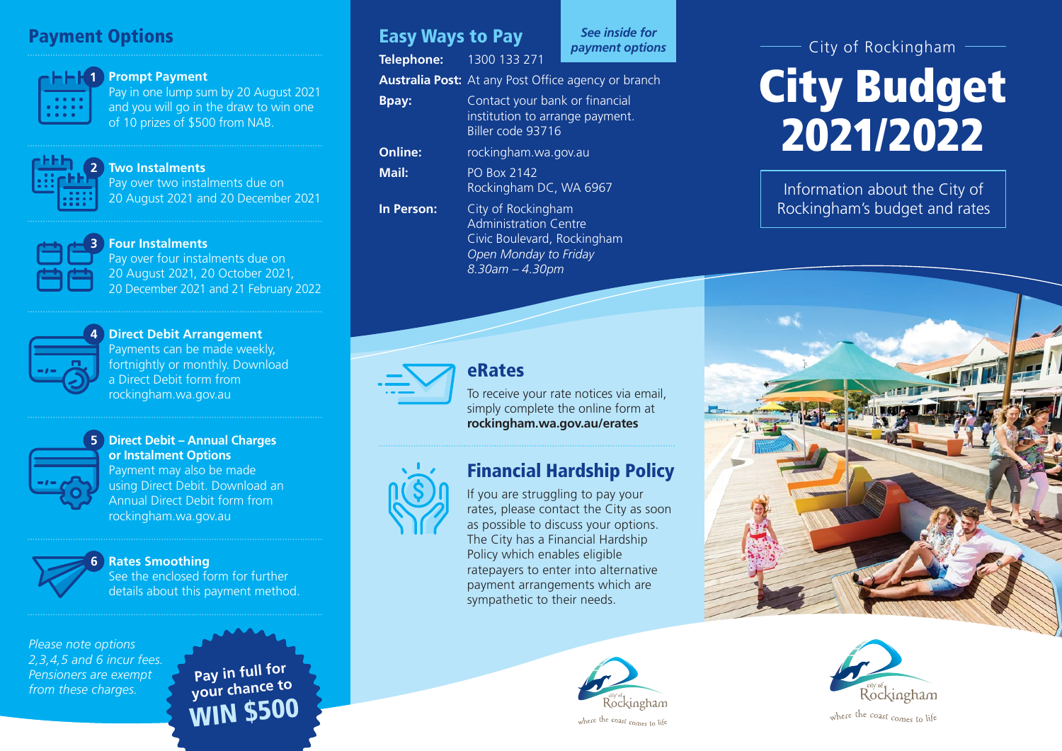## Payment Options

**1 Prompt Payment**
Pay in one lump sum by 20 August 2021 and you will go in the draw to win one of 10 prizes of $500 from NAB.

**2 Two Instalments**
Pay over two instalments due on 20 August 2021 and 20 December 2021

**3 Four Instalments**
Pay over four instalments due on 20 August 2021, 20 October 2021, 20 December 2021 and 21 February 2022

**4 Direct Debit Arrangement**
Payments can be made weekly, fortnightly or monthly. Download a Direct Debit form from rockingham.wa.gov.au

**5 Direct Debit – Annual Charges or Instalment Options**
Payment may also be made using Direct Debit. Download an Annual Direct Debit form from rockingham.wa.gov.au

**6 Rates Smoothing**
See the enclosed form for further details about this payment method.

*Please note options 2,3,4,5 and 6 incur fees. Pensioners are exempt from these charges.*

**Pay in full for your chance to WIN $500**

## Easy Ways to Pay

*See inside for payment options*

**Telephone:** 1300 133 271

**Australia Post:** At any Post Office agency or branch

**Bpay:** Contact your bank or financial institution to arrange payment. Biller code 93716

**Online:** rockingham.wa.gov.au

**Mail:** PO Box 2142
Rockingham DC, WA 6967

**In Person:** City of Rockingham Administration Centre
Civic Boulevard, Rockingham
*Open Monday to Friday*
*8.30am – 4.30pm*

## eRates

To receive your rate notices via email, simply complete the online form at **rockingham.wa.gov.au/erates**

## Financial Hardship Policy

If you are struggling to pay your rates, please contact the City as soon as possible to discuss your options. The City has a Financial Hardship Policy which enables eligible ratepayers to enter into alternative payment arrangements which are sympathetic to their needs.

City of Rockingham – where the coast comes to life

City of Rockingham

# City Budget 2021/2022

Information about the City of Rockingham's budget and rates

City of Rockingham – where the coast comes to life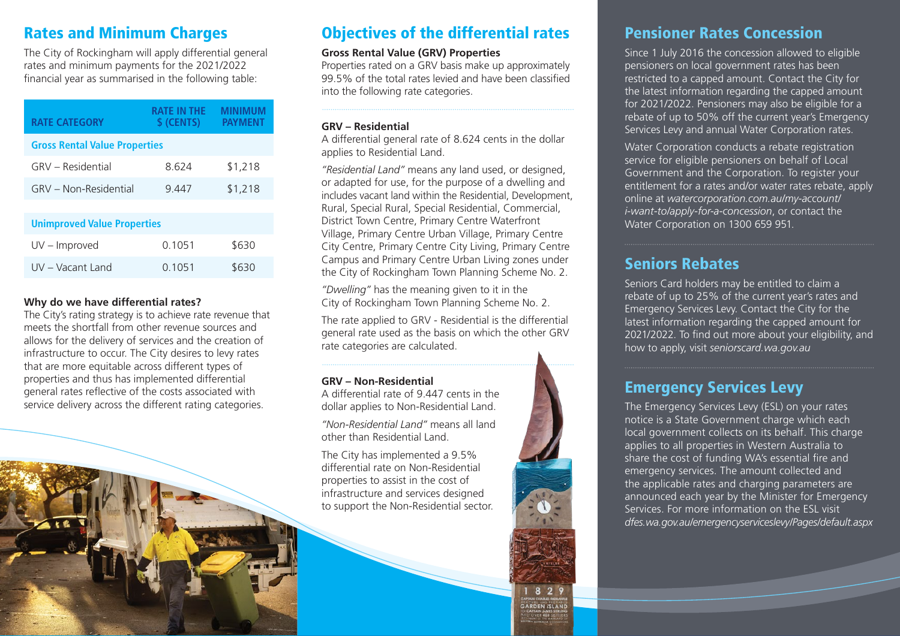## Rates and Minimum Charges

The City of Rockingham will apply differential general rates and minimum payments for the 2021/2022 financial year as summarised in the following table:

| RATE CATEGORY | RATE IN THE $ (CENTS) | MINIMUM PAYMENT |
|---|---|---|
| **Gross Rental Value Properties** | | |
| GRV – Residential | 8.624 | $1,218 |
| GRV – Non-Residential | 9.447 | $1,218 |
| **Unimproved Value Properties** | | |
| UV – Improved | 0.1051 | $630 |
| UV – Vacant Land | 0.1051 | $630 |

**Why do we have differential rates?**

The City's rating strategy is to achieve rate revenue that meets the shortfall from other revenue sources and allows for the delivery of services and the creation of infrastructure to occur. The City desires to levy rates that are more equitable across different types of properties and thus has implemented differential general rates reflective of the costs associated with service delivery across the different rating categories.

## Objectives of the differential rates

**Gross Rental Value (GRV) Properties**

Properties rated on a GRV basis make up approximately 99.5% of the total rates levied and have been classified into the following rate categories.

**GRV – Residential**

A differential general rate of 8.624 cents in the dollar applies to Residential Land.

*"Residential Land"* means any land used, or designed, or adapted for use, for the purpose of a dwelling and includes vacant land within the Residential, Development, Rural, Special Rural, Special Residential, Commercial, District Town Centre, Primary Centre Waterfront Village, Primary Centre Urban Village, Primary Centre City Centre, Primary Centre City Living, Primary Centre Campus and Primary Centre Urban Living zones under the City of Rockingham Town Planning Scheme No. 2.

*"Dwelling"* has the meaning given to it in the City of Rockingham Town Planning Scheme No. 2.

The rate applied to GRV - Residential is the differential general rate used as the basis on which the other GRV rate categories are calculated.

**GRV – Non-Residential**

A differential rate of 9.447 cents in the dollar applies to Non-Residential Land.

*"Non-Residential Land"* means all land other than Residential Land.

The City has implemented a 9.5% differential rate on Non-Residential properties to assist in the cost of infrastructure and services designed to support the Non-Residential sector.

## Pensioner Rates Concession

Since 1 July 2016 the concession allowed to eligible pensioners on local government rates has been restricted to a capped amount. Contact the City for the latest information regarding the capped amount for 2021/2022. Pensioners may also be eligible for a rebate of up to 50% off the current year's Emergency Services Levy and annual Water Corporation rates.

Water Corporation conducts a rebate registration service for eligible pensioners on behalf of Local Government and the Corporation. To register your entitlement for a rates and/or water rates rebate, apply online at *watercorporation.com.au/my-account/i-want-to/apply-for-a-concession*, or contact the Water Corporation on 1300 659 951.

## Seniors Rebates

Seniors Card holders may be entitled to claim a rebate of up to 25% of the current year's rates and Emergency Services Levy. Contact the City for the latest information regarding the capped amount for 2021/2022. To find out more about your eligibility, and how to apply, visit *seniorscard.wa.gov.au*

## Emergency Services Levy

The Emergency Services Levy (ESL) on your rates notice is a State Government charge which each local government collects on its behalf. This charge applies to all properties in Western Australia to share the cost of funding WA's essential fire and emergency services. The amount collected and the applicable rates and charging parameters are announced each year by the Minister for Emergency Services. For more information on the ESL visit *dfes.wa.gov.au/emergencyserviceslevy/Pages/default.aspx*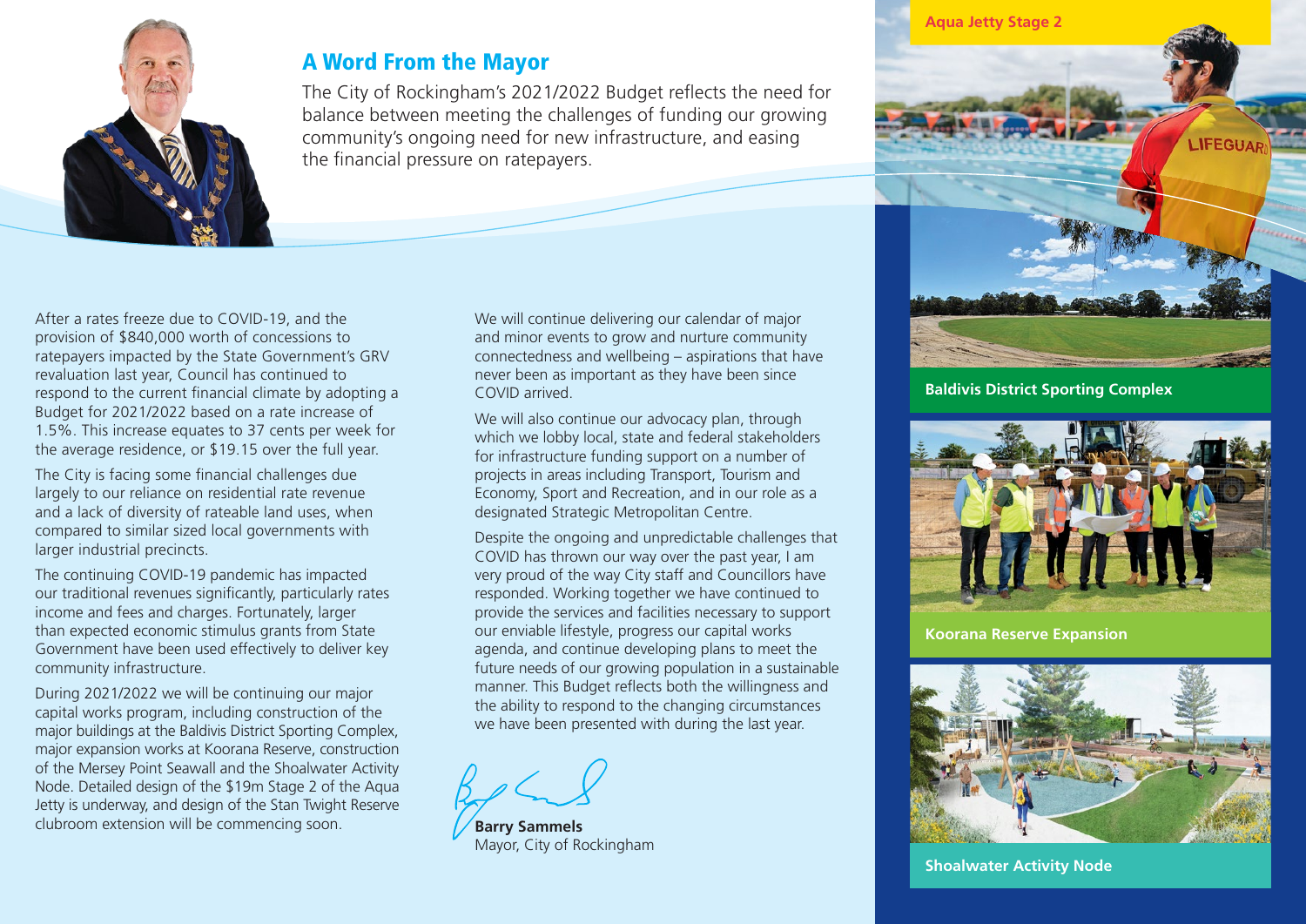## A Word From the Mayor

The City of Rockingham's 2021/2022 Budget reflects the need for balance between meeting the challenges of funding our growing community's ongoing need for new infrastructure, and easing the financial pressure on ratepayers.

After a rates freeze due to COVID-19, and the provision of $840,000 worth of concessions to ratepayers impacted by the State Government's GRV revaluation last year, Council has continued to respond to the current financial climate by adopting a Budget for 2021/2022 based on a rate increase of 1.5%. This increase equates to 37 cents per week for the average residence, or $19.15 over the full year.

The City is facing some financial challenges due largely to our reliance on residential rate revenue and a lack of diversity of rateable land uses, when compared to similar sized local governments with larger industrial precincts.

The continuing COVID-19 pandemic has impacted our traditional revenues significantly, particularly rates income and fees and charges. Fortunately, larger than expected economic stimulus grants from State Government have been used effectively to deliver key community infrastructure.

During 2021/2022 we will be continuing our major capital works program, including construction of the major buildings at the Baldivis District Sporting Complex, major expansion works at Koorana Reserve, construction of the Mersey Point Seawall and the Shoalwater Activity Node. Detailed design of the $19m Stage 2 of the Aqua Jetty is underway, and design of the Stan Twight Reserve clubroom extension will be commencing soon.

We will continue delivering our calendar of major and minor events to grow and nurture community connectedness and wellbeing – aspirations that have never been as important as they have been since COVID arrived.

We will also continue our advocacy plan, through which we lobby local, state and federal stakeholders for infrastructure funding support on a number of projects in areas including Transport, Tourism and Economy, Sport and Recreation, and in our role as a designated Strategic Metropolitan Centre.

Despite the ongoing and unpredictable challenges that COVID has thrown our way over the past year, I am very proud of the way City staff and Councillors have responded. Working together we have continued to provide the services and facilities necessary to support our enviable lifestyle, progress our capital works agenda, and continue developing plans to meet the future needs of our growing population in a sustainable manner. This Budget reflects both the willingness and the ability to respond to the changing circumstances we have been presented with during the last year.

**Barry Sammels**
Mayor, City of Rockingham

**Aqua Jetty Stage 2**

**Baldivis District Sporting Complex**

**Koorana Reserve Expansion**

**Shoalwater Activity Node**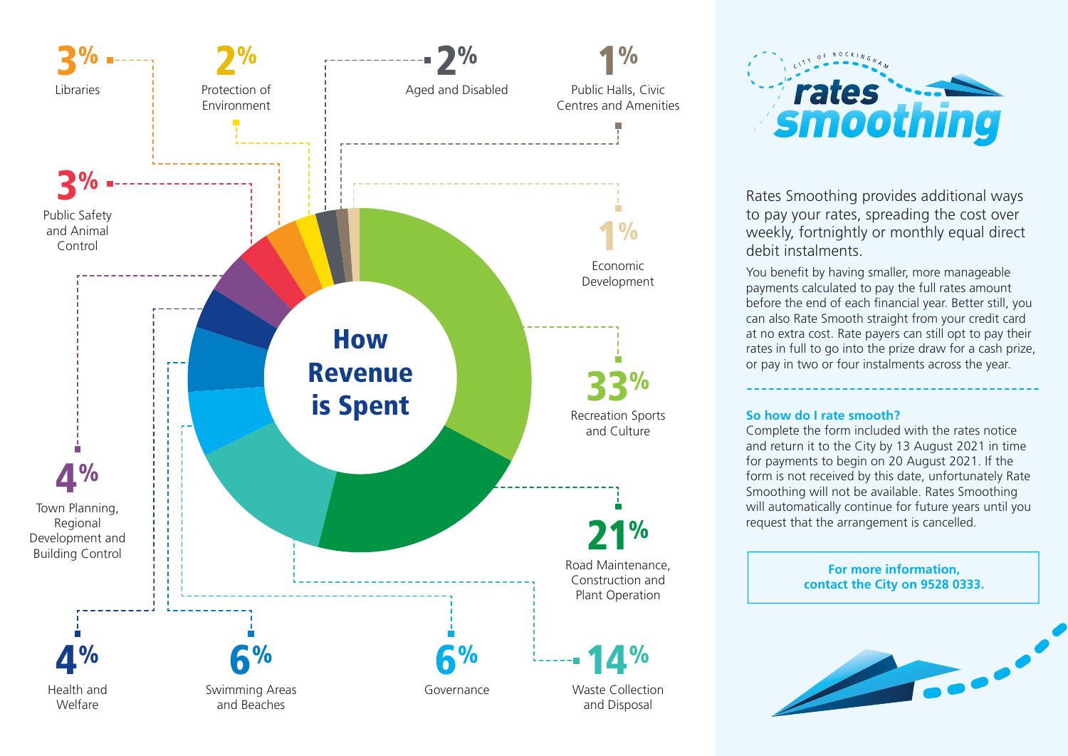## How Revenue is Spent

3%
Libraries

2%
Protection of Environment

2%
Aged and Disabled

1%
Public Halls, Civic Centres and Amenities

3%
Public Safety and Animal Control

1%
Economic Development

33%
Recreation Sports and Culture

4%
Town Planning, Regional Development and Building Control

21%
Road Maintenance, Construction and Plant Operation

4%
Health and Welfare

6%
Swimming Areas and Beaches

6%
Governance

14%
Waste Collection and Disposal

# City of Rockingham rates smoothing

Rates Smoothing provides additional ways to pay your rates, spreading the cost over weekly, fortnightly or monthly equal direct debit instalments.

You benefit by having smaller, more manageable payments calculated to pay the full rates amount before the end of each financial year. Better still, you can also Rate Smooth straight from your credit card at no extra cost. Rate payers can still opt to pay their rates in full to go into the prize draw for a cash prize, or pay in two or four instalments across the year.

### So how do I rate smooth?

Complete the form included with the rates notice and return it to the City by 13 August 2021 in time for payments to begin on 20 August 2021. If the form is not received by this date, unfortunately Rate Smoothing will not be available. Rates Smoothing will automatically continue for future years until you request that the arrangement is cancelled.

**For more information, contact the City on 9528 0333.**